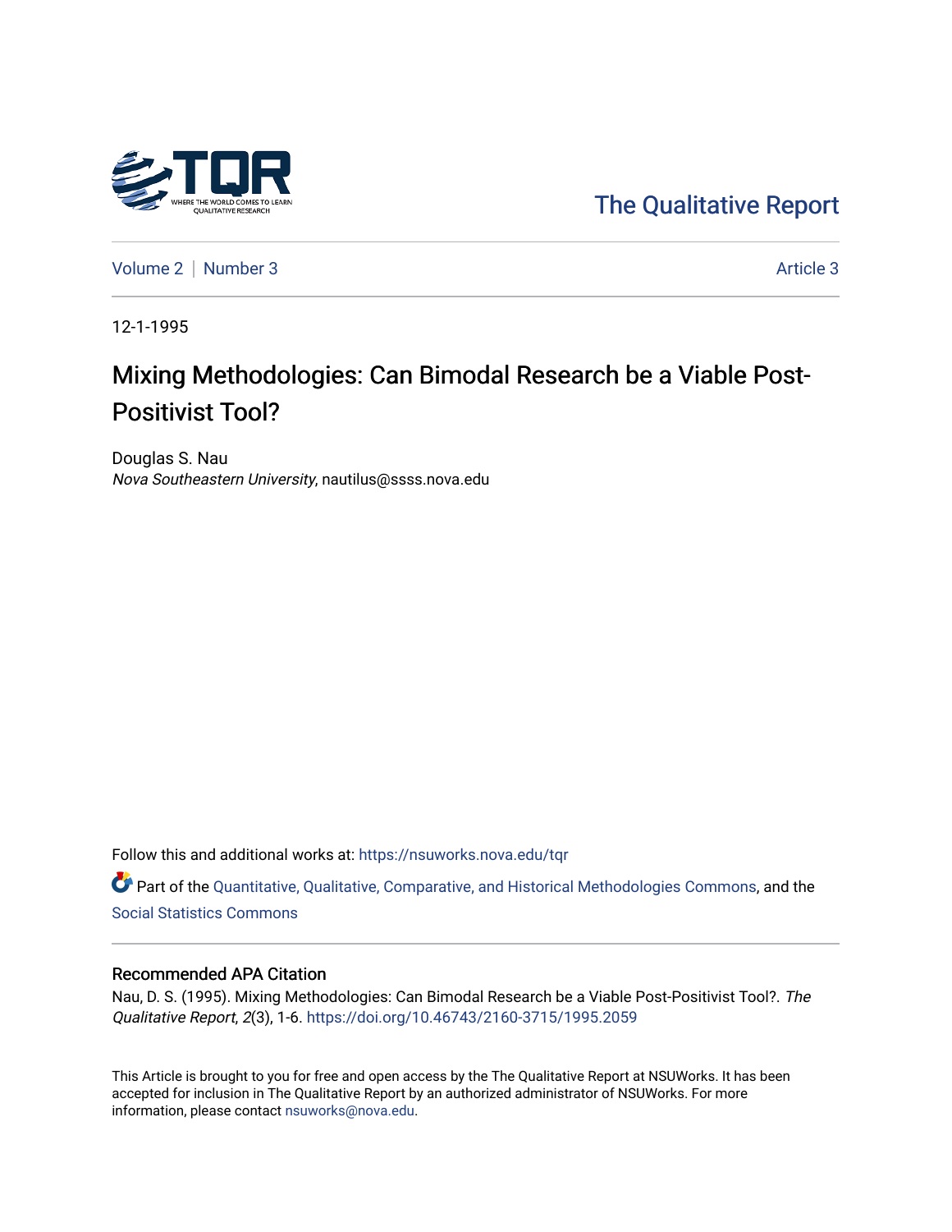The Qualitative Report

Volume 2 | Number 3 | Article 3

12-1-1995

# Mixing Methodologies: Can Bimodal Research be a Viable Post-Positivist Tool?

Douglas S. Nau
*Nova Southeastern University*, nautilus@ssss.nova.edu

Follow this and additional works at: https://nsuworks.nova.edu/tqr

Part of the Quantitative, Qualitative, Comparative, and Historical Methodologies Commons, and the Social Statistics Commons

## Recommended APA Citation

Nau, D. S. (1995). Mixing Methodologies: Can Bimodal Research be a Viable Post-Positivist Tool?. *The Qualitative Report*, *2*(3), 1-6. https://doi.org/10.46743/2160-3715/1995.2059

This Article is brought to you for free and open access by the The Qualitative Report at NSUWorks. It has been accepted for inclusion in The Qualitative Report by an authorized administrator of NSUWorks. For more information, please contact nsuworks@nova.edu.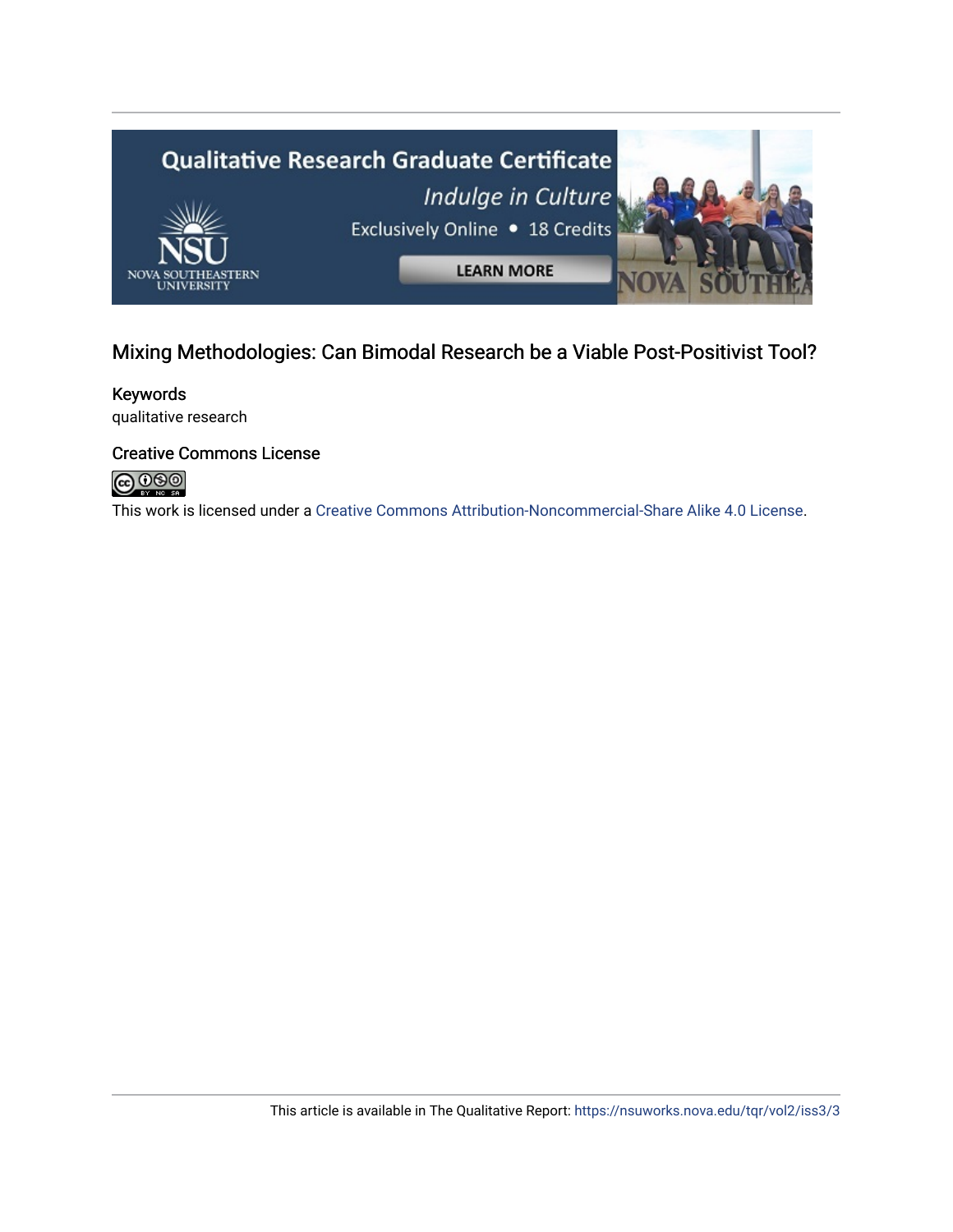Mixing Methodologies: Can Bimodal Research be a Viable Post-Positivist Tool?

## Keywords

qualitative research

## Creative Commons License

This work is licensed under a Creative Commons Attribution-Noncommercial-Share Alike 4.0 License.

This article is available in The Qualitative Report: https://nsuworks.nova.edu/tqr/vol2/iss3/3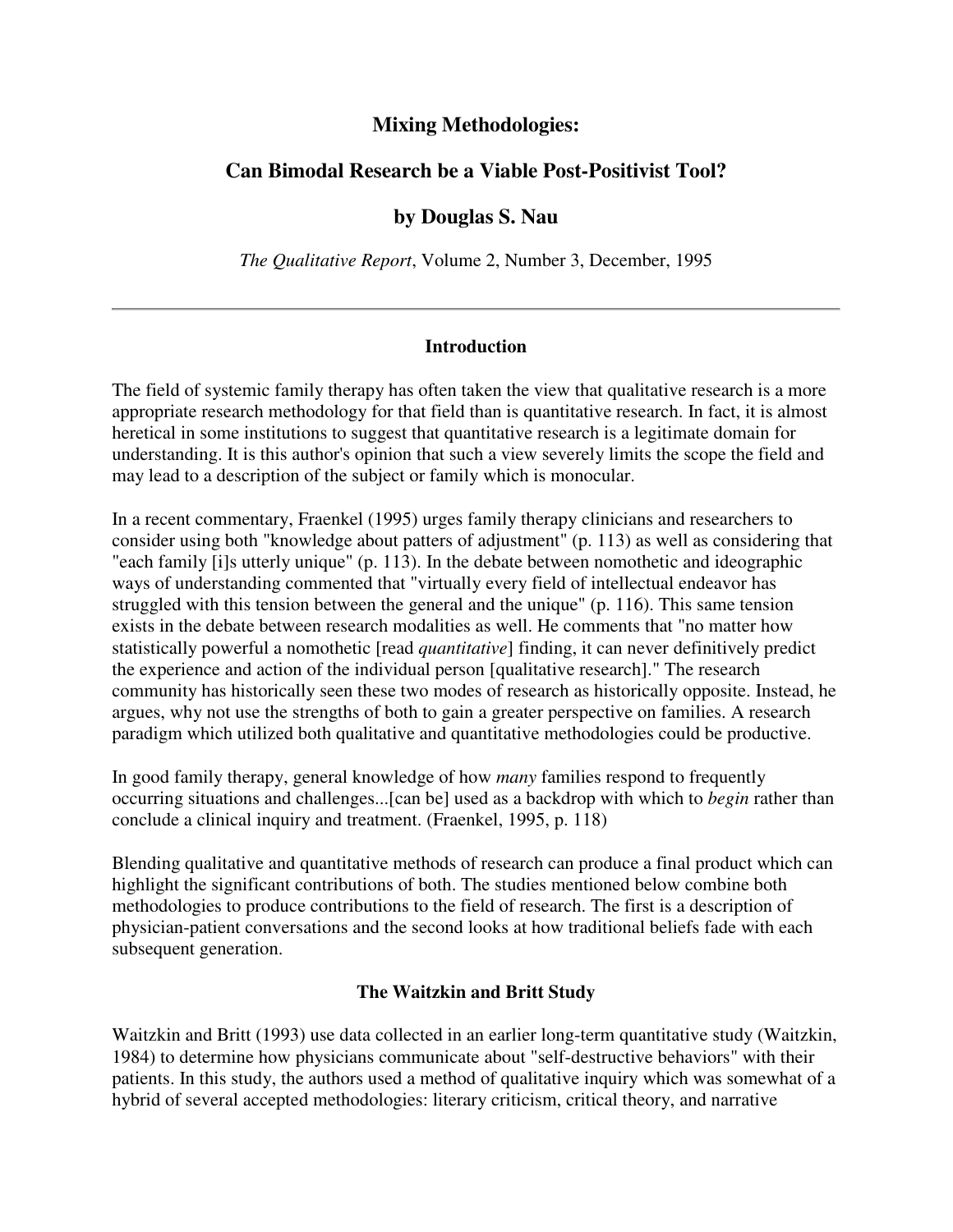# Mixing Methodologies:

# Can Bimodal Research be a Viable Post-Positivist Tool?

### by Douglas S. Nau

*The Qualitative Report*, Volume 2, Number 3, December, 1995

---

## Introduction

The field of systemic family therapy has often taken the view that qualitative research is a more appropriate research methodology for that field than is quantitative research. In fact, it is almost heretical in some institutions to suggest that quantitative research is a legitimate domain for understanding. It is this author's opinion that such a view severely limits the scope the field and may lead to a description of the subject or family which is monocular.

In a recent commentary, Fraenkel (1995) urges family therapy clinicians and researchers to consider using both "knowledge about patters of adjustment" (p. 113) as well as considering that "each family [i]s utterly unique" (p. 113). In the debate between nomothetic and ideographic ways of understanding commented that "virtually every field of intellectual endeavor has struggled with this tension between the general and the unique" (p. 116). This same tension exists in the debate between research modalities as well. He comments that "no matter how statistically powerful a nomothetic [read *quantitative*] finding, it can never definitively predict the experience and action of the individual person [qualitative research]." The research community has historically seen these two modes of research as historically opposite. Instead, he argues, why not use the strengths of both to gain a greater perspective on families. A research paradigm which utilized both qualitative and quantitative methodologies could be productive.

In good family therapy, general knowledge of how *many* families respond to frequently occurring situations and challenges...[can be] used as a backdrop with which to *begin* rather than conclude a clinical inquiry and treatment. (Fraenkel, 1995, p. 118)

Blending qualitative and quantitative methods of research can produce a final product which can highlight the significant contributions of both. The studies mentioned below combine both methodologies to produce contributions to the field of research. The first is a description of physician-patient conversations and the second looks at how traditional beliefs fade with each subsequent generation.

## The Waitzkin and Britt Study

Waitzkin and Britt (1993) use data collected in an earlier long-term quantitative study (Waitzkin, 1984) to determine how physicians communicate about "self-destructive behaviors" with their patients. In this study, the authors used a method of qualitative inquiry which was somewhat of a hybrid of several accepted methodologies: literary criticism, critical theory, and narrative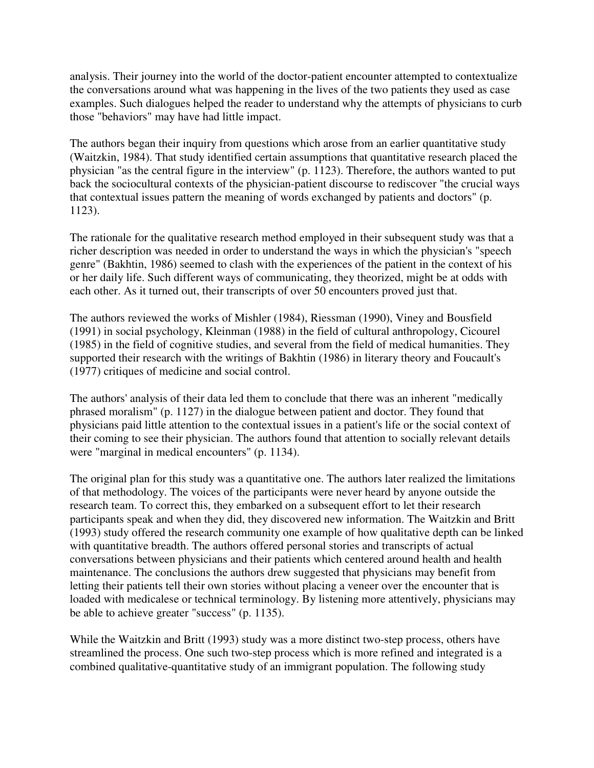analysis. Their journey into the world of the doctor-patient encounter attempted to contextualize the conversations around what was happening in the lives of the two patients they used as case examples. Such dialogues helped the reader to understand why the attempts of physicians to curb those "behaviors" may have had little impact.

The authors began their inquiry from questions which arose from an earlier quantitative study (Waitzkin, 1984). That study identified certain assumptions that quantitative research placed the physician "as the central figure in the interview" (p. 1123). Therefore, the authors wanted to put back the sociocultural contexts of the physician-patient discourse to rediscover "the crucial ways that contextual issues pattern the meaning of words exchanged by patients and doctors" (p. 1123).

The rationale for the qualitative research method employed in their subsequent study was that a richer description was needed in order to understand the ways in which the physician's "speech genre" (Bakhtin, 1986) seemed to clash with the experiences of the patient in the context of his or her daily life. Such different ways of communicating, they theorized, might be at odds with each other. As it turned out, their transcripts of over 50 encounters proved just that.

The authors reviewed the works of Mishler (1984), Riessman (1990), Viney and Bousfield (1991) in social psychology, Kleinman (1988) in the field of cultural anthropology, Cicourel (1985) in the field of cognitive studies, and several from the field of medical humanities. They supported their research with the writings of Bakhtin (1986) in literary theory and Foucault's (1977) critiques of medicine and social control.

The authors' analysis of their data led them to conclude that there was an inherent "medically phrased moralism" (p. 1127) in the dialogue between patient and doctor. They found that physicians paid little attention to the contextual issues in a patient's life or the social context of their coming to see their physician. The authors found that attention to socially relevant details were "marginal in medical encounters" (p. 1134).

The original plan for this study was a quantitative one. The authors later realized the limitations of that methodology. The voices of the participants were never heard by anyone outside the research team. To correct this, they embarked on a subsequent effort to let their research participants speak and when they did, they discovered new information. The Waitzkin and Britt (1993) study offered the research community one example of how qualitative depth can be linked with quantitative breadth. The authors offered personal stories and transcripts of actual conversations between physicians and their patients which centered around health and health maintenance. The conclusions the authors drew suggested that physicians may benefit from letting their patients tell their own stories without placing a veneer over the encounter that is loaded with medicalese or technical terminology. By listening more attentively, physicians may be able to achieve greater "success" (p. 1135).

While the Waitzkin and Britt (1993) study was a more distinct two-step process, others have streamlined the process. One such two-step process which is more refined and integrated is a combined qualitative-quantitative study of an immigrant population. The following study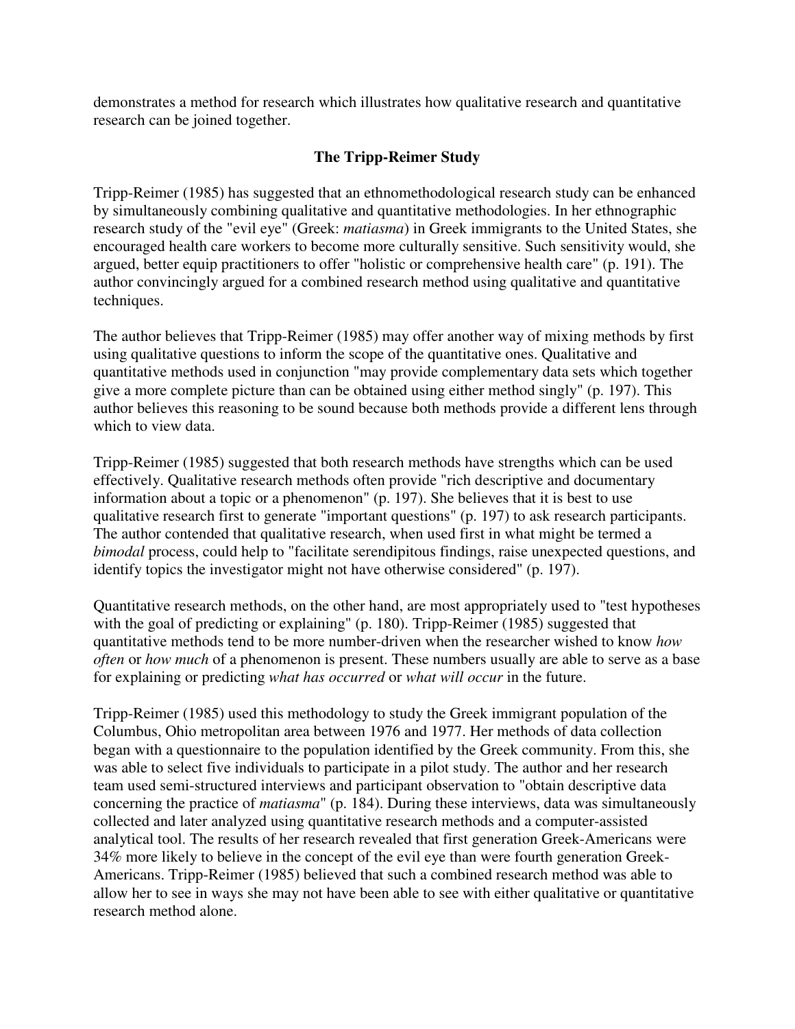demonstrates a method for research which illustrates how qualitative research and quantitative research can be joined together.

## The Tripp-Reimer Study

Tripp-Reimer (1985) has suggested that an ethnomethodological research study can be enhanced by simultaneously combining qualitative and quantitative methodologies. In her ethnographic research study of the "evil eye" (Greek: *matiasma*) in Greek immigrants to the United States, she encouraged health care workers to become more culturally sensitive. Such sensitivity would, she argued, better equip practitioners to offer "holistic or comprehensive health care" (p. 191). The author convincingly argued for a combined research method using qualitative and quantitative techniques.

The author believes that Tripp-Reimer (1985) may offer another way of mixing methods by first using qualitative questions to inform the scope of the quantitative ones. Qualitative and quantitative methods used in conjunction "may provide complementary data sets which together give a more complete picture than can be obtained using either method singly" (p. 197). This author believes this reasoning to be sound because both methods provide a different lens through which to view data.

Tripp-Reimer (1985) suggested that both research methods have strengths which can be used effectively. Qualitative research methods often provide "rich descriptive and documentary information about a topic or a phenomenon" (p. 197). She believes that it is best to use qualitative research first to generate "important questions" (p. 197) to ask research participants. The author contended that qualitative research, when used first in what might be termed a *bimodal* process, could help to "facilitate serendipitous findings, raise unexpected questions, and identify topics the investigator might not have otherwise considered" (p. 197).

Quantitative research methods, on the other hand, are most appropriately used to "test hypotheses with the goal of predicting or explaining" (p. 180). Tripp-Reimer (1985) suggested that quantitative methods tend to be more number-driven when the researcher wished to know *how often* or *how much* of a phenomenon is present. These numbers usually are able to serve as a base for explaining or predicting *what has occurred* or *what will occur* in the future.

Tripp-Reimer (1985) used this methodology to study the Greek immigrant population of the Columbus, Ohio metropolitan area between 1976 and 1977. Her methods of data collection began with a questionnaire to the population identified by the Greek community. From this, she was able to select five individuals to participate in a pilot study. The author and her research team used semi-structured interviews and participant observation to "obtain descriptive data concerning the practice of *matiasma*" (p. 184). During these interviews, data was simultaneously collected and later analyzed using quantitative research methods and a computer-assisted analytical tool. The results of her research revealed that first generation Greek-Americans were 34% more likely to believe in the concept of the evil eye than were fourth generation Greek-Americans. Tripp-Reimer (1985) believed that such a combined research method was able to allow her to see in ways she may not have been able to see with either qualitative or quantitative research method alone.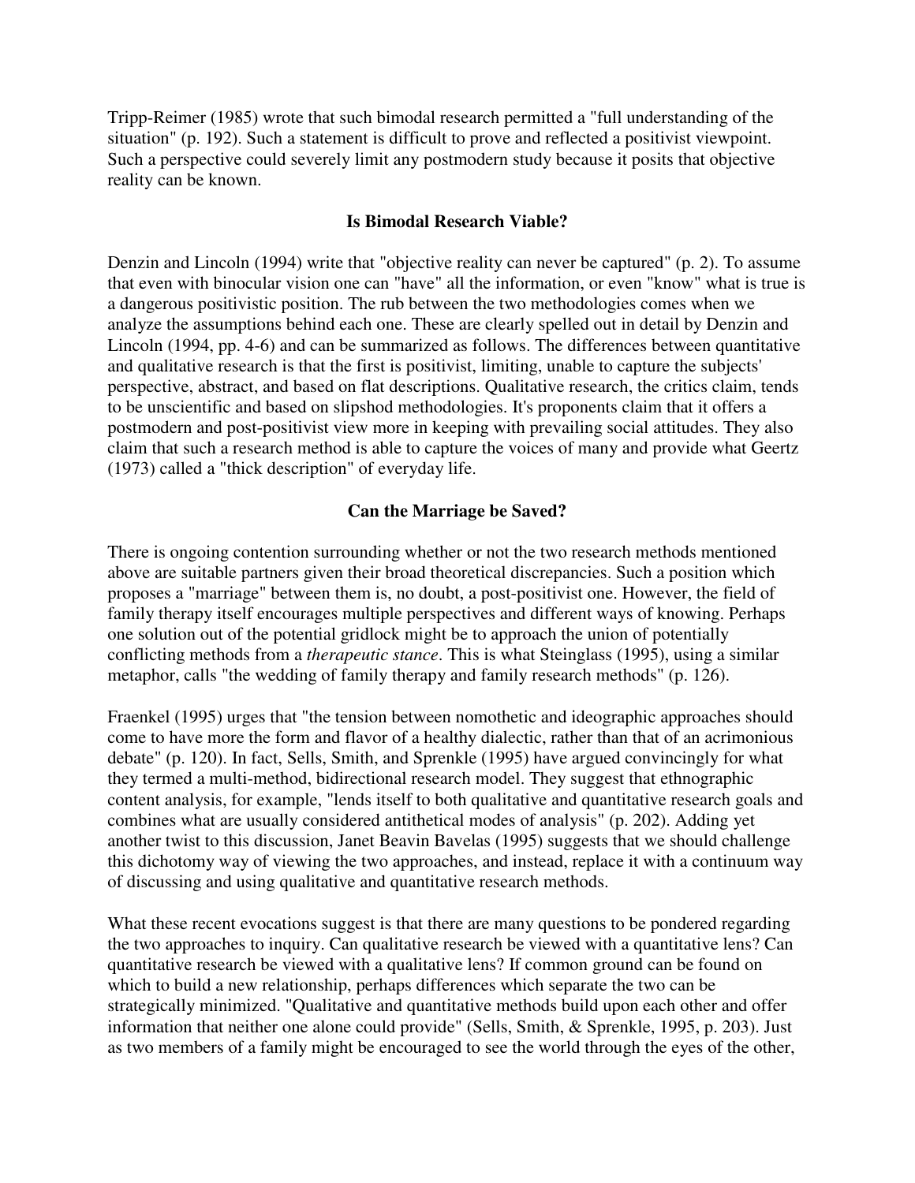Tripp-Reimer (1985) wrote that such bimodal research permitted a "full understanding of the situation" (p. 192). Such a statement is difficult to prove and reflected a positivist viewpoint. Such a perspective could severely limit any postmodern study because it posits that objective reality can be known.

### Is Bimodal Research Viable?

Denzin and Lincoln (1994) write that "objective reality can never be captured" (p. 2). To assume that even with binocular vision one can "have" all the information, or even "know" what is true is a dangerous positivistic position. The rub between the two methodologies comes when we analyze the assumptions behind each one. These are clearly spelled out in detail by Denzin and Lincoln (1994, pp. 4-6) and can be summarized as follows. The differences between quantitative and qualitative research is that the first is positivist, limiting, unable to capture the subjects' perspective, abstract, and based on flat descriptions. Qualitative research, the critics claim, tends to be unscientific and based on slipshod methodologies. It's proponents claim that it offers a postmodern and post-positivist view more in keeping with prevailing social attitudes. They also claim that such a research method is able to capture the voices of many and provide what Geertz (1973) called a "thick description" of everyday life.

### Can the Marriage be Saved?

There is ongoing contention surrounding whether or not the two research methods mentioned above are suitable partners given their broad theoretical discrepancies. Such a position which proposes a "marriage" between them is, no doubt, a post-positivist one. However, the field of family therapy itself encourages multiple perspectives and different ways of knowing. Perhaps one solution out of the potential gridlock might be to approach the union of potentially conflicting methods from a *therapeutic stance*. This is what Steinglass (1995), using a similar metaphor, calls "the wedding of family therapy and family research methods" (p. 126).

Fraenkel (1995) urges that "the tension between nomothetic and ideographic approaches should come to have more the form and flavor of a healthy dialectic, rather than that of an acrimonious debate" (p. 120). In fact, Sells, Smith, and Sprenkle (1995) have argued convincingly for what they termed a multi-method, bidirectional research model. They suggest that ethnographic content analysis, for example, "lends itself to both qualitative and quantitative research goals and combines what are usually considered antithetical modes of analysis" (p. 202). Adding yet another twist to this discussion, Janet Beavin Bavelas (1995) suggests that we should challenge this dichotomy way of viewing the two approaches, and instead, replace it with a continuum way of discussing and using qualitative and quantitative research methods.

What these recent evocations suggest is that there are many questions to be pondered regarding the two approaches to inquiry. Can qualitative research be viewed with a quantitative lens? Can quantitative research be viewed with a qualitative lens? If common ground can be found on which to build a new relationship, perhaps differences which separate the two can be strategically minimized. "Qualitative and quantitative methods build upon each other and offer information that neither one alone could provide" (Sells, Smith, & Sprenkle, 1995, p. 203). Just as two members of a family might be encouraged to see the world through the eyes of the other,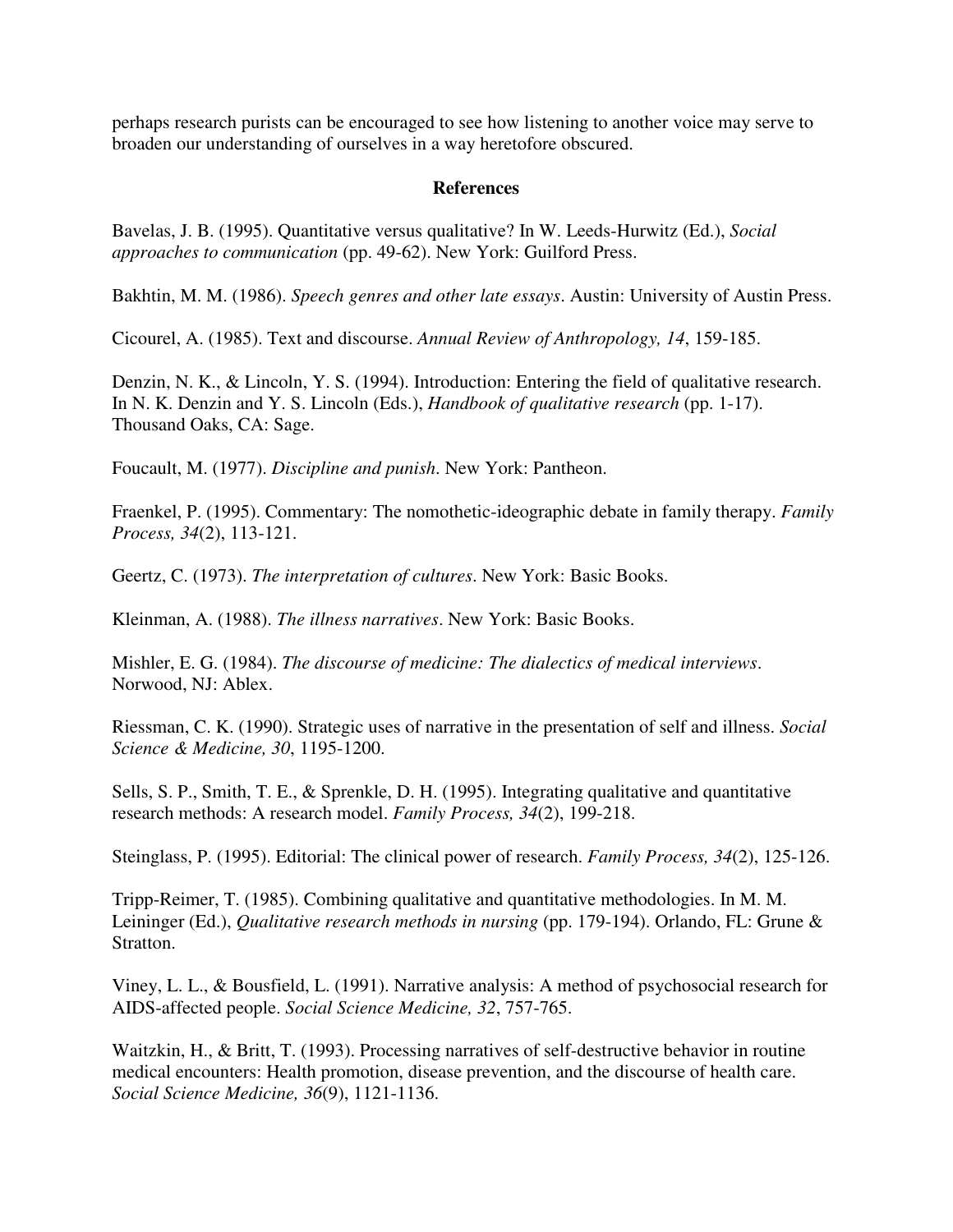perhaps research purists can be encouraged to see how listening to another voice may serve to broaden our understanding of ourselves in a way heretofore obscured.

## References

Bavelas, J. B. (1995). Quantitative versus qualitative? In W. Leeds-Hurwitz (Ed.), *Social approaches to communication* (pp. 49-62). New York: Guilford Press.

Bakhtin, M. M. (1986). *Speech genres and other late essays*. Austin: University of Austin Press.

Cicourel, A. (1985). Text and discourse. *Annual Review of Anthropology, 14*, 159-185.

Denzin, N. K., & Lincoln, Y. S. (1994). Introduction: Entering the field of qualitative research. In N. K. Denzin and Y. S. Lincoln (Eds.), *Handbook of qualitative research* (pp. 1-17). Thousand Oaks, CA: Sage.

Foucault, M. (1977). *Discipline and punish*. New York: Pantheon.

Fraenkel, P. (1995). Commentary: The nomothetic-ideographic debate in family therapy. *Family Process, 34*(2), 113-121.

Geertz, C. (1973). *The interpretation of cultures*. New York: Basic Books.

Kleinman, A. (1988). *The illness narratives*. New York: Basic Books.

Mishler, E. G. (1984). *The discourse of medicine: The dialectics of medical interviews*. Norwood, NJ: Ablex.

Riessman, C. K. (1990). Strategic uses of narrative in the presentation of self and illness. *Social Science & Medicine, 30*, 1195-1200.

Sells, S. P., Smith, T. E., & Sprenkle, D. H. (1995). Integrating qualitative and quantitative research methods: A research model. *Family Process, 34*(2), 199-218.

Steinglass, P. (1995). Editorial: The clinical power of research. *Family Process, 34*(2), 125-126.

Tripp-Reimer, T. (1985). Combining qualitative and quantitative methodologies. In M. M. Leininger (Ed.), *Qualitative research methods in nursing* (pp. 179-194). Orlando, FL: Grune & Stratton.

Viney, L. L., & Bousfield, L. (1991). Narrative analysis: A method of psychosocial research for AIDS-affected people. *Social Science Medicine, 32*, 757-765.

Waitzkin, H., & Britt, T. (1993). Processing narratives of self-destructive behavior in routine medical encounters: Health promotion, disease prevention, and the discourse of health care. *Social Science Medicine, 36*(9), 1121-1136.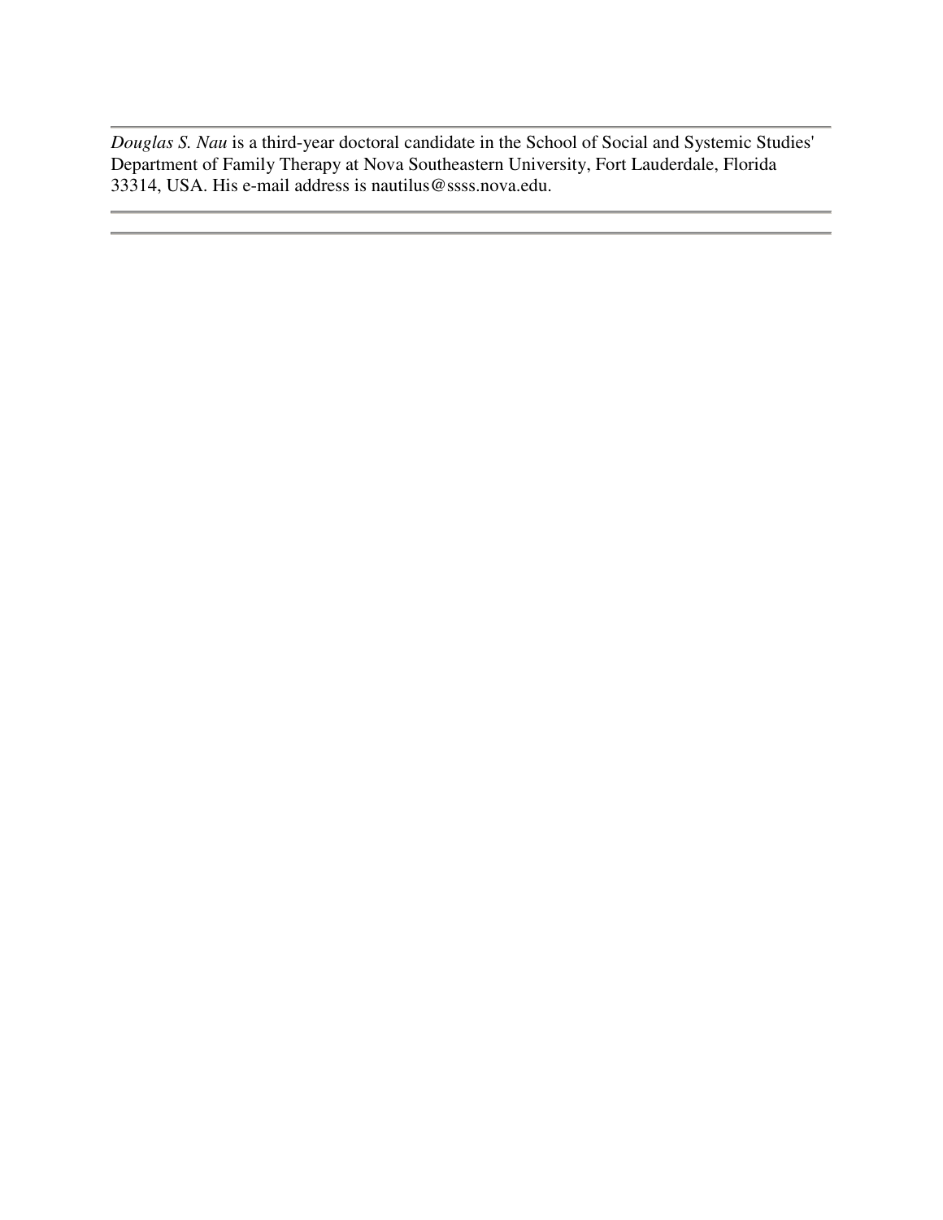---

*Douglas S. Nau* is a third-year doctoral candidate in the School of Social and Systemic Studies' Department of Family Therapy at Nova Southeastern University, Fort Lauderdale, Florida 33314, USA. His e-mail address is nautilus@ssss.nova.edu.

---

---